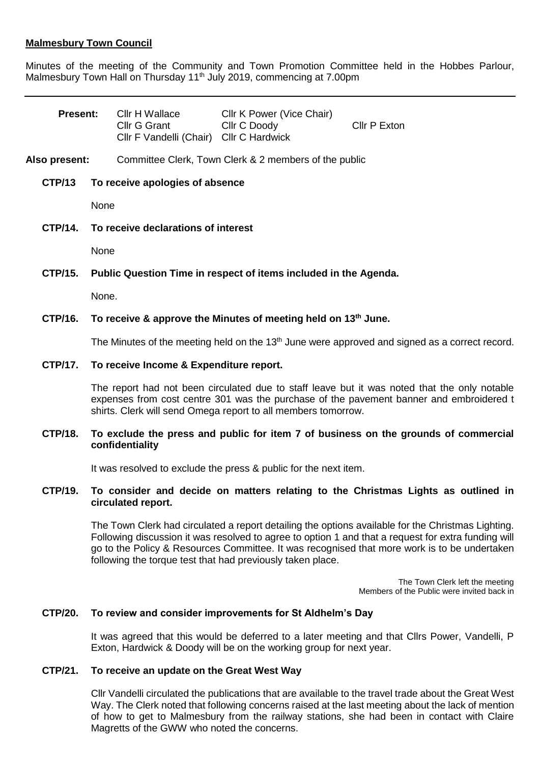**Malmesbury Town Council**

Minutes of the meeting of the Community and Town Promotion Committee held in the Hobbes Parlour, Malmesbury Town Hall on Thursday 11th July 2019, commencing at 7.00pm

---

| **Present:** | Cllr H Wallace | Cllr K Power (Vice Chair) | |
|---|---|---|---|
| | Cllr G Grant | Cllr C Doody | Cllr P Exton |
| | Cllr F Vandelli (Chair) | Cllr C Hardwick | |

**Also present:** Committee Clerk, Town Clerk & 2 members of the public

**CTP/13 To receive apologies of absence**

None

**CTP/14. To receive declarations of interest**

None

**CTP/15. Public Question Time in respect of items included in the Agenda.**

None.

**CTP/16. To receive & approve the Minutes of meeting held on 13th June.**

The Minutes of the meeting held on the 13th June were approved and signed as a correct record.

**CTP/17. To receive Income & Expenditure report.**

The report had not been circulated due to staff leave but it was noted that the only notable expenses from cost centre 301 was the purchase of the pavement banner and embroidered t shirts. Clerk will send Omega report to all members tomorrow.

**CTP/18. To exclude the press and public for item 7 of business on the grounds of commercial confidentiality**

It was resolved to exclude the press & public for the next item.

**CTP/19. To consider and decide on matters relating to the Christmas Lights as outlined in circulated report.**

The Town Clerk had circulated a report detailing the options available for the Christmas Lighting. Following discussion it was resolved to agree to option 1 and that a request for extra funding will go to the Policy & Resources Committee. It was recognised that more work is to be undertaken following the torque test that had previously taken place.

The Town Clerk left the meeting
Members of the Public were invited back in

**CTP/20. To review and consider improvements for St Aldhelm's Day**

It was agreed that this would be deferred to a later meeting and that Cllrs Power, Vandelli, P Exton, Hardwick & Doody will be on the working group for next year.

**CTP/21. To receive an update on the Great West Way**

Cllr Vandelli circulated the publications that are available to the travel trade about the Great West Way. The Clerk noted that following concerns raised at the last meeting about the lack of mention of how to get to Malmesbury from the railway stations, she had been in contact with Claire Magretts of the GWW who noted the concerns.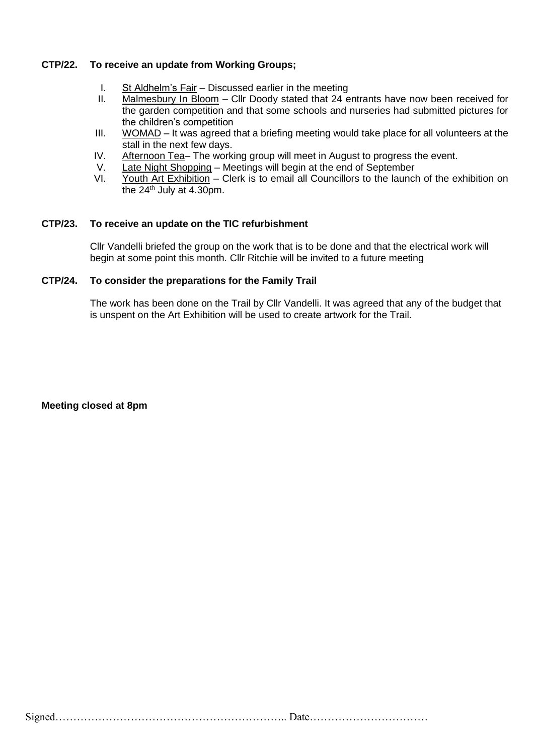**CTP/22. To receive an update from Working Groups;**

I. <u>St Aldhelm's Fair</u> – Discussed earlier in the meeting
II. <u>Malmesbury In Bloom</u> – Cllr Doody stated that 24 entrants have now been received for the garden competition and that some schools and nurseries had submitted pictures for the children's competition
III. <u>WOMAD</u> – It was agreed that a briefing meeting would take place for all volunteers at the stall in the next few days.
IV. <u>Afternoon Tea</u>– The working group will meet in August to progress the event.
V. <u>Late Night Shopping</u> – Meetings will begin at the end of September
VI. <u>Youth Art Exhibition</u> – Clerk is to email all Councillors to the launch of the exhibition on the 24th July at 4.30pm.

**CTP/23. To receive an update on the TIC refurbishment**

Cllr Vandelli briefed the group on the work that is to be done and that the electrical work will begin at some point this month. Cllr Ritchie will be invited to a future meeting

**CTP/24. To consider the preparations for the Family Trail**

The work has been done on the Trail by Cllr Vandelli. It was agreed that any of the budget that is unspent on the Art Exhibition will be used to create artwork for the Trail.

**Meeting closed at 8pm**

Signed……………………………………………………….. Date……………………………